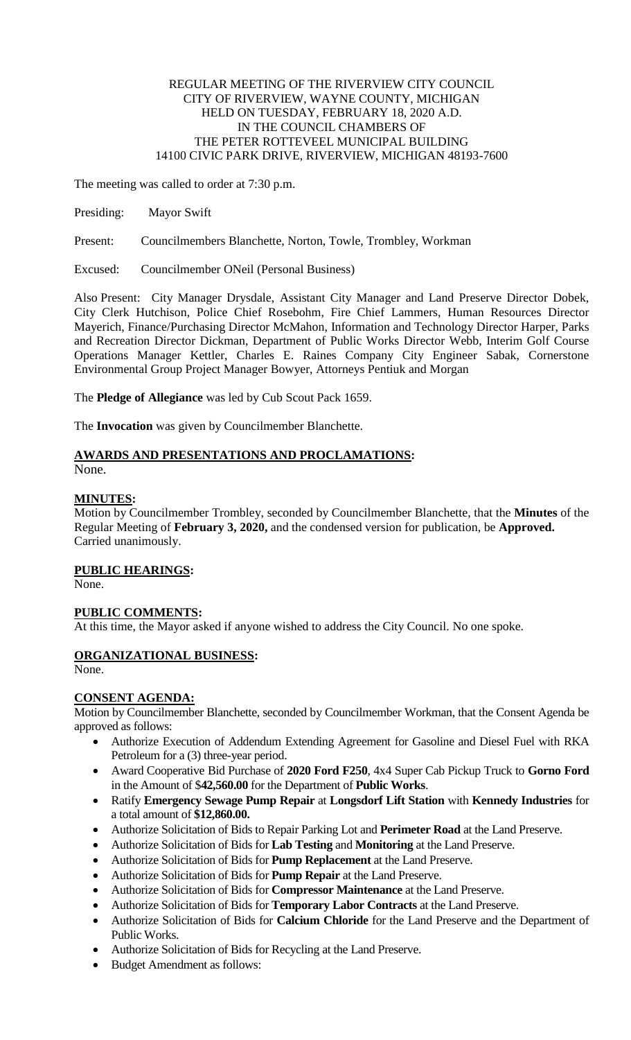REGULAR MEETING OF THE RIVERVIEW CITY COUNCIL
CITY OF RIVERVIEW, WAYNE COUNTY, MICHIGAN
HELD ON TUESDAY, FEBRUARY 18, 2020 A.D.
IN THE COUNCIL CHAMBERS OF
THE PETER ROTTEVEEL MUNICIPAL BUILDING
14100 CIVIC PARK DRIVE, RIVERVIEW, MICHIGAN 48193-7600

The meeting was called to order at 7:30 p.m.

Presiding: Mayor Swift

Present: Councilmembers Blanchette, Norton, Towle, Trombley, Workman

Excused: Councilmember ONeil (Personal Business)

Also Present: City Manager Drysdale, Assistant City Manager and Land Preserve Director Dobek, City Clerk Hutchison, Police Chief Rosebohm, Fire Chief Lammers, Human Resources Director Mayerich, Finance/Purchasing Director McMahon, Information and Technology Director Harper, Parks and Recreation Director Dickman, Department of Public Works Director Webb, Interim Golf Course Operations Manager Kettler, Charles E. Raines Company City Engineer Sabak, Cornerstone Environmental Group Project Manager Bowyer, Attorneys Pentiuk and Morgan

The **Pledge of Allegiance** was led by Cub Scout Pack 1659.

The **Invocation** was given by Councilmember Blanchette.

## AWARDS AND PRESENTATIONS AND PROCLAMATIONS:

None.

## MINUTES:

Motion by Councilmember Trombley, seconded by Councilmember Blanchette, that the **Minutes** of the Regular Meeting of **February 3, 2020,** and the condensed version for publication, be **Approved.**
Carried unanimously.

## PUBLIC HEARINGS:

None.

## PUBLIC COMMENTS:

At this time, the Mayor asked if anyone wished to address the City Council. No one spoke.

## ORGANIZATIONAL BUSINESS:

None.

## CONSENT AGENDA:

Motion by Councilmember Blanchette, seconded by Councilmember Workman, that the Consent Agenda be approved as follows:

- Authorize Execution of Addendum Extending Agreement for Gasoline and Diesel Fuel with RKA Petroleum for a (3) three-year period.
- Award Cooperative Bid Purchase of **2020 Ford F250**, 4x4 Super Cab Pickup Truck to **Gorno Ford** in the Amount of $**42,560.00** for the Department of **Public Works**.
- Ratify **Emergency Sewage Pump Repair** at **Longsdorf Lift Station** with **Kennedy Industries** for a total amount of **$12,860.00.**
- Authorize Solicitation of Bids to Repair Parking Lot and **Perimeter Road** at the Land Preserve.
- Authorize Solicitation of Bids for **Lab Testing** and **Monitoring** at the Land Preserve.
- Authorize Solicitation of Bids for **Pump Replacement** at the Land Preserve.
- Authorize Solicitation of Bids for **Pump Repair** at the Land Preserve.
- Authorize Solicitation of Bids for **Compressor Maintenance** at the Land Preserve.
- Authorize Solicitation of Bids for **Temporary Labor Contracts** at the Land Preserve.
- Authorize Solicitation of Bids for **Calcium Chloride** for the Land Preserve and the Department of Public Works.
- Authorize Solicitation of Bids for Recycling at the Land Preserve.
- Budget Amendment as follows: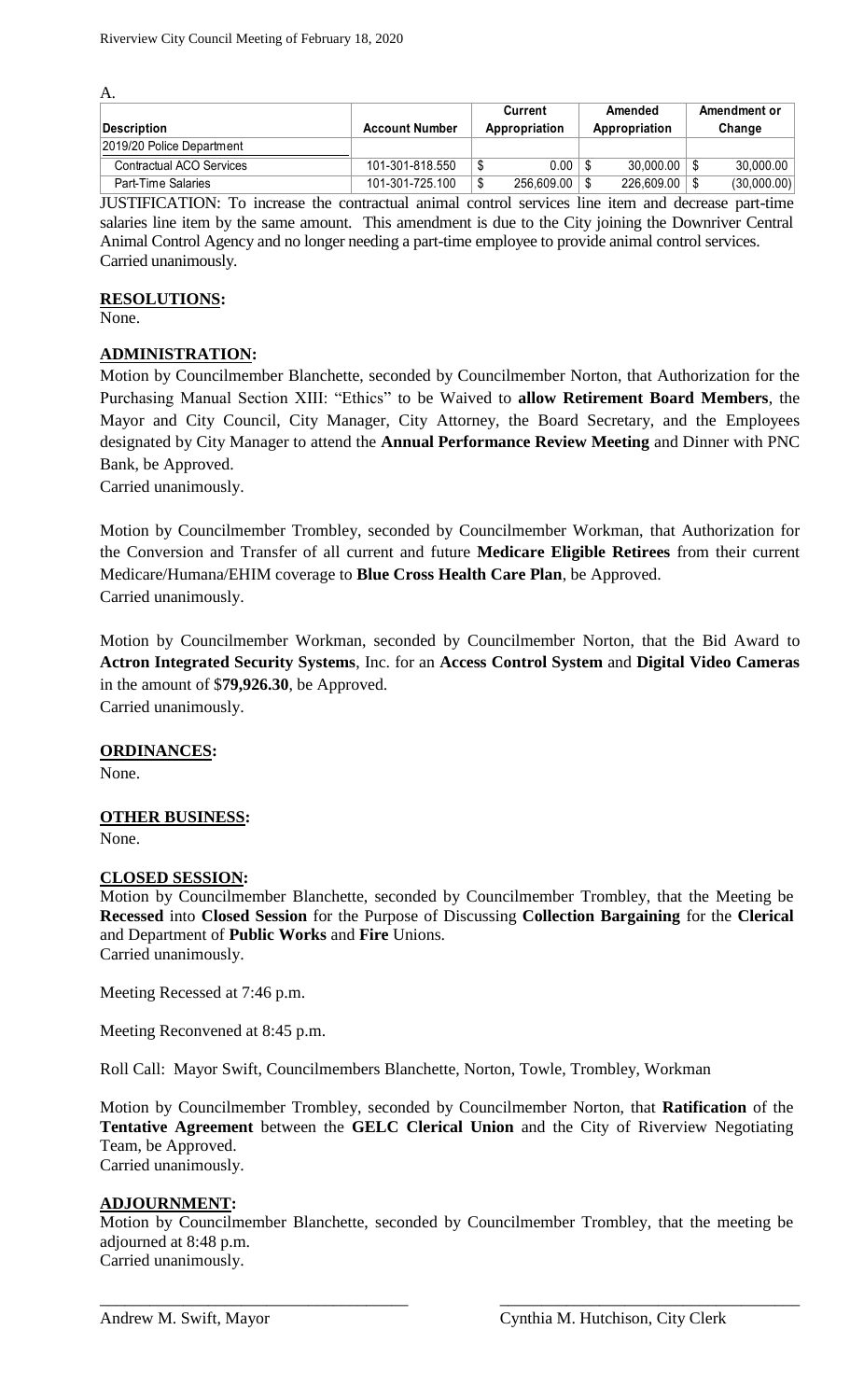A.

| Description | Account Number | Current Appropriation | Amended Appropriation | Amendment or Change |
|---|---|---|---|---|
| 2019/20 Police Department | | | | |
| Contractual ACO Services | 101-301-818.550 | $ 0.00 | $ 30,000.00 | $ 30,000.00 |
| Part-Time Salaries | 101-301-725.100 | $ 256,609.00 | $ 226,609.00 | $ (30,000.00) |

JUSTIFICATION: To increase the contractual animal control services line item and decrease part-time salaries line item by the same amount. This amendment is due to the City joining the Downriver Central Animal Control Agency and no longer needing a part-time employee to provide animal control services.
Carried unanimously.

## RESOLUTIONS:

None.

## ADMINISTRATION:

Motion by Councilmember Blanchette, seconded by Councilmember Norton, that Authorization for the Purchasing Manual Section XIII: "Ethics" to be Waived to **allow Retirement Board Members**, the Mayor and City Council, City Manager, City Attorney, the Board Secretary, and the Employees designated by City Manager to attend the **Annual Performance Review Meeting** and Dinner with PNC Bank, be Approved.
Carried unanimously.

Motion by Councilmember Trombley, seconded by Councilmember Workman, that Authorization for the Conversion and Transfer of all current and future **Medicare Eligible Retirees** from their current Medicare/Humana/EHIM coverage to **Blue Cross Health Care Plan**, be Approved.
Carried unanimously.

Motion by Councilmember Workman, seconded by Councilmember Norton, that the Bid Award to **Actron Integrated Security Systems**, Inc. for an **Access Control System** and **Digital Video Cameras** in the amount of $**79,926.30**, be Approved.
Carried unanimously.

## ORDINANCES:

None.

## OTHER BUSINESS:

None.

## CLOSED SESSION:

Motion by Councilmember Blanchette, seconded by Councilmember Trombley, that the Meeting be **Recessed** into **Closed Session** for the Purpose of Discussing **Collection Bargaining** for the **Clerical** and Department of **Public Works** and **Fire** Unions.
Carried unanimously.

Meeting Recessed at 7:46 p.m.

Meeting Reconvened at 8:45 p.m.

Roll Call: Mayor Swift, Councilmembers Blanchette, Norton, Towle, Trombley, Workman

Motion by Councilmember Trombley, seconded by Councilmember Norton, that **Ratification** of the **Tentative Agreement** between the **GELC Clerical Union** and the City of Riverview Negotiating Team, be Approved.
Carried unanimously.

## ADJOURNMENT:

Motion by Councilmember Blanchette, seconded by Councilmember Trombley, that the meeting be adjourned at 8:48 p.m.
Carried unanimously.

\_\_\_\_\_\_\_\_\_\_\_\_\_\_\_\_\_\_\_\_\_\_\_\_\_\_\_\_\_\_\_\_\_\_\_\_
Andrew M. Swift, Mayor

\_\_\_\_\_\_\_\_\_\_\_\_\_\_\_\_\_\_\_\_\_\_\_\_\_\_\_\_\_\_\_\_\_\_\_\_
Cynthia M. Hutchison, City Clerk